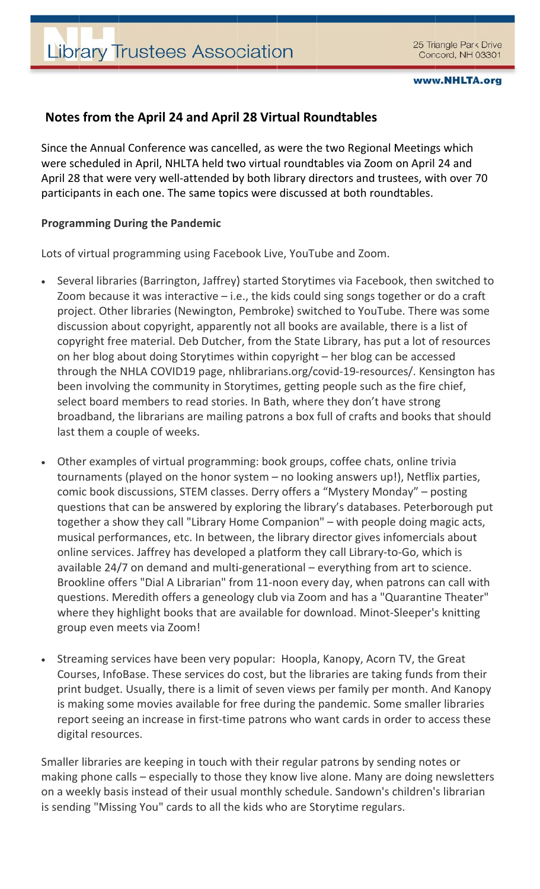# NH Library Trustees Association

25 Triangle Park Drive
Concord, NH 03301

www.NHLTA.org

## Notes from the April 24 and April 28 Virtual Roundtables

Since the Annual Conference was cancelled, as were the two Regional Meetings which were scheduled in April, NHLTA held two virtual roundtables via Zoom on April 24 and April 28 that were very well-attended by both library directors and trustees, with over 70 participants in each one. The same topics were discussed at both roundtables.

### Programming During the Pandemic

Lots of virtual programming using Facebook Live, YouTube and Zoom.

- Several libraries (Barrington, Jaffrey) started Storytimes via Facebook, then switched to Zoom because it was interactive – i.e., the kids could sing songs together or do a craft project. Other libraries (Newington, Pembroke) switched to YouTube. There was some discussion about copyright, apparently not all books are available, there is a list of copyright free material. Deb Dutcher, from the State Library, has put a lot of resources on her blog about doing Storytimes within copyright – her blog can be accessed through the NHLA COVID19 page, nhlibrarians.org/covid-19-resources/. Kensington has been involving the community in Storytimes, getting people such as the fire chief, select board members to read stories. In Bath, where they don't have strong broadband, the librarians are mailing patrons a box full of crafts and books that should last them a couple of weeks.

- Other examples of virtual programming: book groups, coffee chats, online trivia tournaments (played on the honor system – no looking answers up!), Netflix parties, comic book discussions, STEM classes. Derry offers a "Mystery Monday" – posting questions that can be answered by exploring the library's databases. Peterborough put together a show they call "Library Home Companion" – with people doing magic acts, musical performances, etc. In between, the library director gives infomercials about online services. Jaffrey has developed a platform they call Library-to-Go, which is available 24/7 on demand and multi-generational – everything from art to science. Brookline offers "Dial A Librarian" from 11-noon every day, when patrons can call with questions. Meredith offers a geneology club via Zoom and has a "Quarantine Theater" where they highlight books that are available for download. Minot-Sleeper's knitting group even meets via Zoom!

- Streaming services have been very popular: Hoopla, Kanopy, Acorn TV, the Great Courses, InfoBase. These services do cost, but the libraries are taking funds from their print budget. Usually, there is a limit of seven views per family per month. And Kanopy is making some movies available for free during the pandemic. Some smaller libraries report seeing an increase in first-time patrons who want cards in order to access these digital resources.

Smaller libraries are keeping in touch with their regular patrons by sending notes or making phone calls – especially to those they know live alone. Many are doing newsletters on a weekly basis instead of their usual monthly schedule. Sandown's children's librarian is sending "Missing You" cards to all the kids who are Storytime regulars.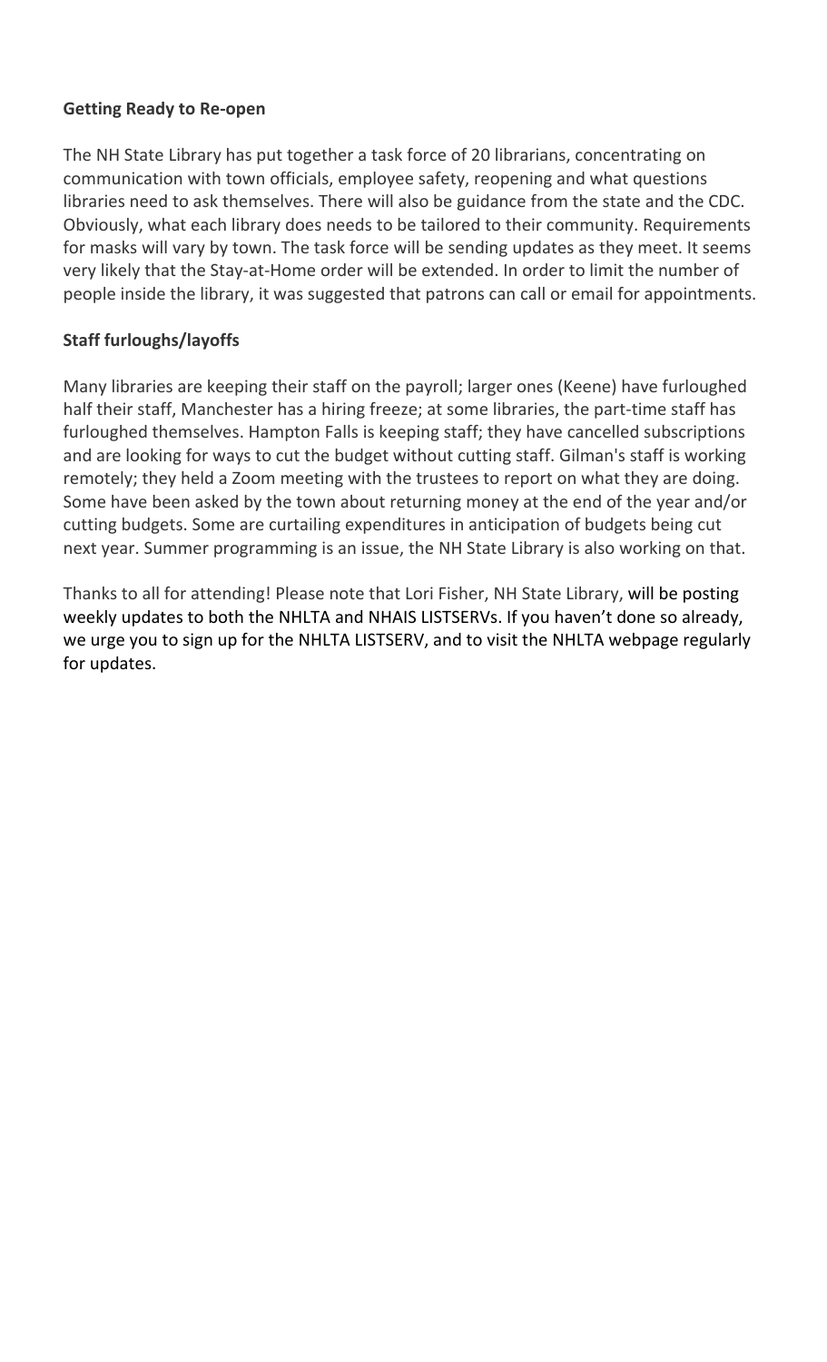**Getting Ready to Re-open**

The NH State Library has put together a task force of 20 librarians, concentrating on communication with town officials, employee safety, reopening and what questions libraries need to ask themselves. There will also be guidance from the state and the CDC. Obviously, what each library does needs to be tailored to their community. Requirements for masks will vary by town. The task force will be sending updates as they meet. It seems very likely that the Stay-at-Home order will be extended. In order to limit the number of people inside the library, it was suggested that patrons can call or email for appointments.

**Staff furloughs/layoffs**

Many libraries are keeping their staff on the payroll; larger ones (Keene) have furloughed half their staff, Manchester has a hiring freeze; at some libraries, the part-time staff has furloughed themselves. Hampton Falls is keeping staff; they have cancelled subscriptions and are looking for ways to cut the budget without cutting staff. Gilman's staff is working remotely; they held a Zoom meeting with the trustees to report on what they are doing. Some have been asked by the town about returning money at the end of the year and/or cutting budgets. Some are curtailing expenditures in anticipation of budgets being cut next year. Summer programming is an issue, the NH State Library is also working on that.

Thanks to all for attending! Please note that Lori Fisher, NH State Library, will be posting weekly updates to both the NHLTA and NHAIS LISTSERVs. If you haven't done so already, we urge you to sign up for the NHLTA LISTSERV, and to visit the NHLTA webpage regularly for updates.